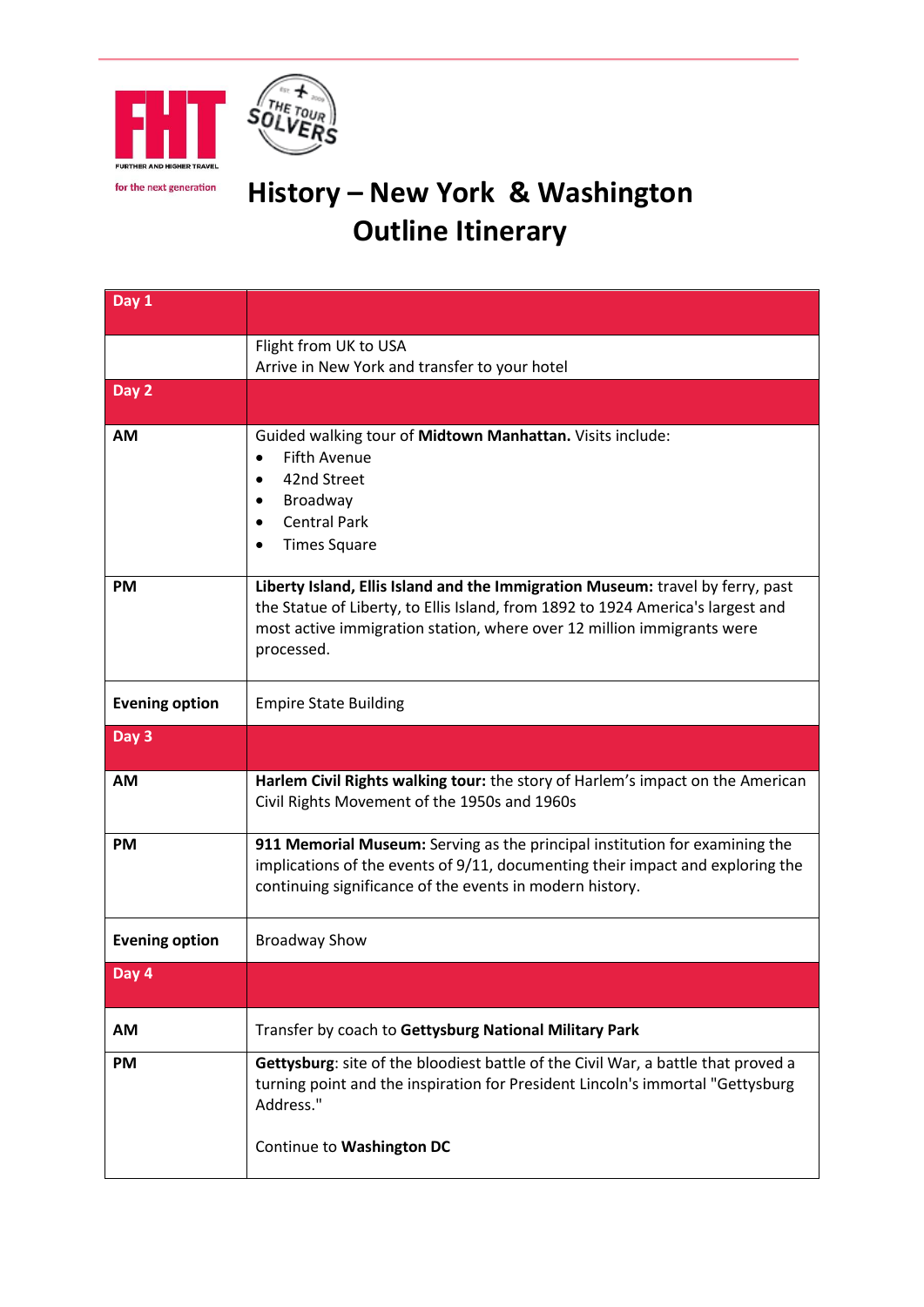FHT

FURTHER AND HIGHER TRAVEL

for the next generation

THE TOUR SOLVERS

# History – New York & Washington Outline Itinerary

| **Day 1** | |
|---|---|
| | Flight from UK to USA<br>Arrive in New York and transfer to your hotel |
| **Day 2** | |
| **AM** | Guided walking tour of **Midtown Manhattan.** Visits include:<br>• Fifth Avenue<br>• 42nd Street<br>• Broadway<br>• Central Park<br>• Times Square |
| **PM** | **Liberty Island, Ellis Island and the Immigration Museum:** travel by ferry, past the Statue of Liberty, to Ellis Island, from 1892 to 1924 America's largest and most active immigration station, where over 12 million immigrants were processed. |
| **Evening option** | Empire State Building |
| **Day 3** | |
| **AM** | **Harlem Civil Rights walking tour:** the story of Harlem's impact on the American Civil Rights Movement of the 1950s and 1960s |
| **PM** | **911 Memorial Museum:** Serving as the principal institution for examining the implications of the events of 9/11, documenting their impact and exploring the continuing significance of the events in modern history. |
| **Evening option** | Broadway Show |
| **Day 4** | |
| **AM** | Transfer by coach to **Gettysburg National Military Park** |
| **PM** | **Gettysburg**: site of the bloodiest battle of the Civil War, a battle that proved a turning point and the inspiration for President Lincoln's immortal "Gettysburg Address."<br><br>Continue to **Washington DC** |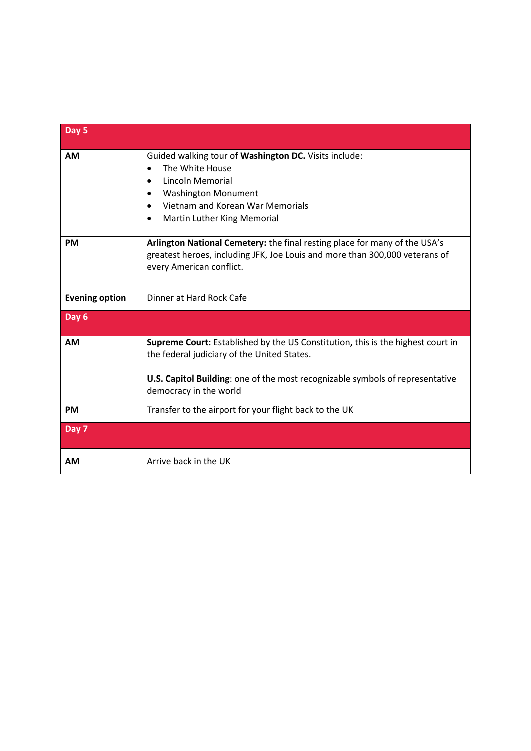| | |
|---|---|
| **Day 5** | |
| **AM** | Guided walking tour of **Washington DC.** Visits include:<br>• The White House<br>• Lincoln Memorial<br>• Washington Monument<br>• Vietnam and Korean War Memorials<br>• Martin Luther King Memorial |
| **PM** | **Arlington National Cemetery:** the final resting place for many of the USA's greatest heroes, including JFK, Joe Louis and more than 300,000 veterans of every American conflict. |
| **Evening option** | Dinner at Hard Rock Cafe |
| **Day 6** | |
| **AM** | **Supreme Court:** Established by the US Constitution**,** this is the highest court in the federal judiciary of the United States.<br><br>**U.S. Capitol Building**: one of the most recognizable symbols of representative democracy in the world |
| **PM** | Transfer to the airport for your flight back to the UK |
| **Day 7** | |
| **AM** | Arrive back in the UK |